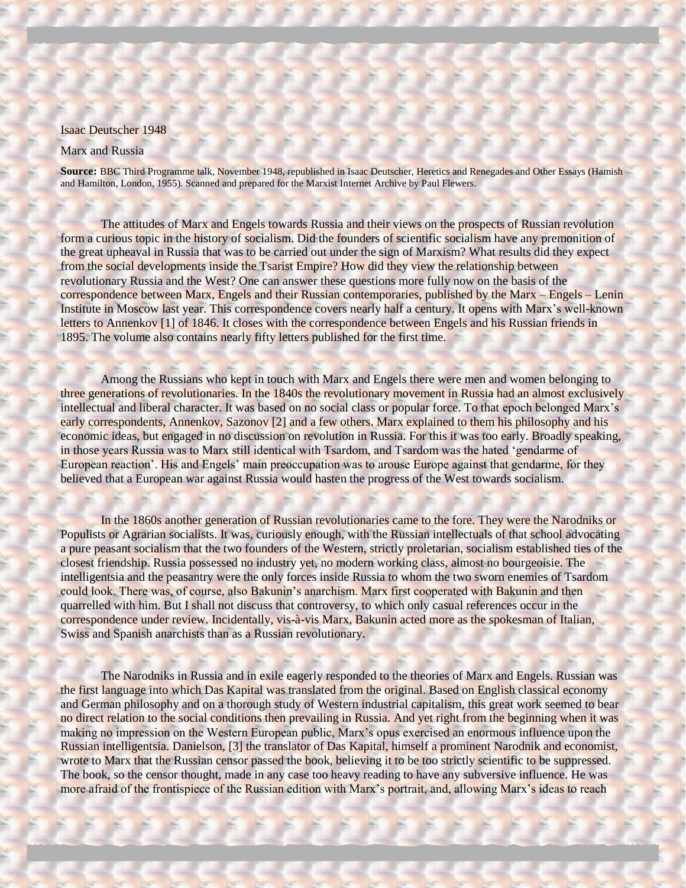Isaac Deutscher 1948

# Marx and Russia

**Source:** BBC Third Programme talk, November 1948, republished in Isaac Deutscher, Heretics and Renegades and Other Essays (Hamish and Hamilton, London, 1955). Scanned and prepared for the Marxist Internet Archive by Paul Flewers.

The attitudes of Marx and Engels towards Russia and their views on the prospects of Russian revolution form a curious topic in the history of socialism. Did the founders of scientific socialism have any premonition of the great upheaval in Russia that was to be carried out under the sign of Marxism? What results did they expect from the social developments inside the Tsarist Empire? How did they view the relationship between revolutionary Russia and the West? One can answer these questions more fully now on the basis of the correspondence between Marx, Engels and their Russian contemporaries, published by the Marx – Engels – Lenin Institute in Moscow last year. This correspondence covers nearly half a century. It opens with Marx's well-known letters to Annenkov [1] of 1846. It closes with the correspondence between Engels and his Russian friends in 1895. The volume also contains nearly fifty letters published for the first time.

Among the Russians who kept in touch with Marx and Engels there were men and women belonging to three generations of revolutionaries. In the 1840s the revolutionary movement in Russia had an almost exclusively intellectual and liberal character. It was based on no social class or popular force. To that epoch belonged Marx's early correspondents, Annenkov, Sazonov [2] and a few others. Marx explained to them his philosophy and his economic ideas, but engaged in no discussion on revolution in Russia. For this it was too early. Broadly speaking, in those years Russia was to Marx still identical with Tsardom, and Tsardom was the hated 'gendarme of European reaction'. His and Engels' main preoccupation was to arouse Europe against that gendarme, for they believed that a European war against Russia would hasten the progress of the West towards socialism.

In the 1860s another generation of Russian revolutionaries came to the fore. They were the Narodniks or Populists or Agrarian socialists. It was, curiously enough, with the Russian intellectuals of that school advocating a pure peasant socialism that the two founders of the Western, strictly proletarian, socialism established ties of the closest friendship. Russia possessed no industry yet, no modern working class, almost no bourgeoisie. The intelligentsia and the peasantry were the only forces inside Russia to whom the two sworn enemies of Tsardom could look. There was, of course, also Bakunin's anarchism. Marx first cooperated with Bakunin and then quarrelled with him. But I shall not discuss that controversy, to which only casual references occur in the correspondence under review. Incidentally, vis-à-vis Marx, Bakunin acted more as the spokesman of Italian, Swiss and Spanish anarchists than as a Russian revolutionary.

The Narodniks in Russia and in exile eagerly responded to the theories of Marx and Engels. Russian was the first language into which Das Kapital was translated from the original. Based on English classical economy and German philosophy and on a thorough study of Western industrial capitalism, this great work seemed to bear no direct relation to the social conditions then prevailing in Russia. And yet right from the beginning when it was making no impression on the Western European public, Marx's opus exercised an enormous influence upon the Russian intelligentsia. Danielson, [3] the translator of Das Kapital, himself a prominent Narodnik and economist, wrote to Marx that the Russian censor passed the book, believing it to be too strictly scientific to be suppressed. The book, so the censor thought, made in any case too heavy reading to have any subversive influence. He was more afraid of the frontispiece of the Russian edition with Marx's portrait, and, allowing Marx's ideas to reach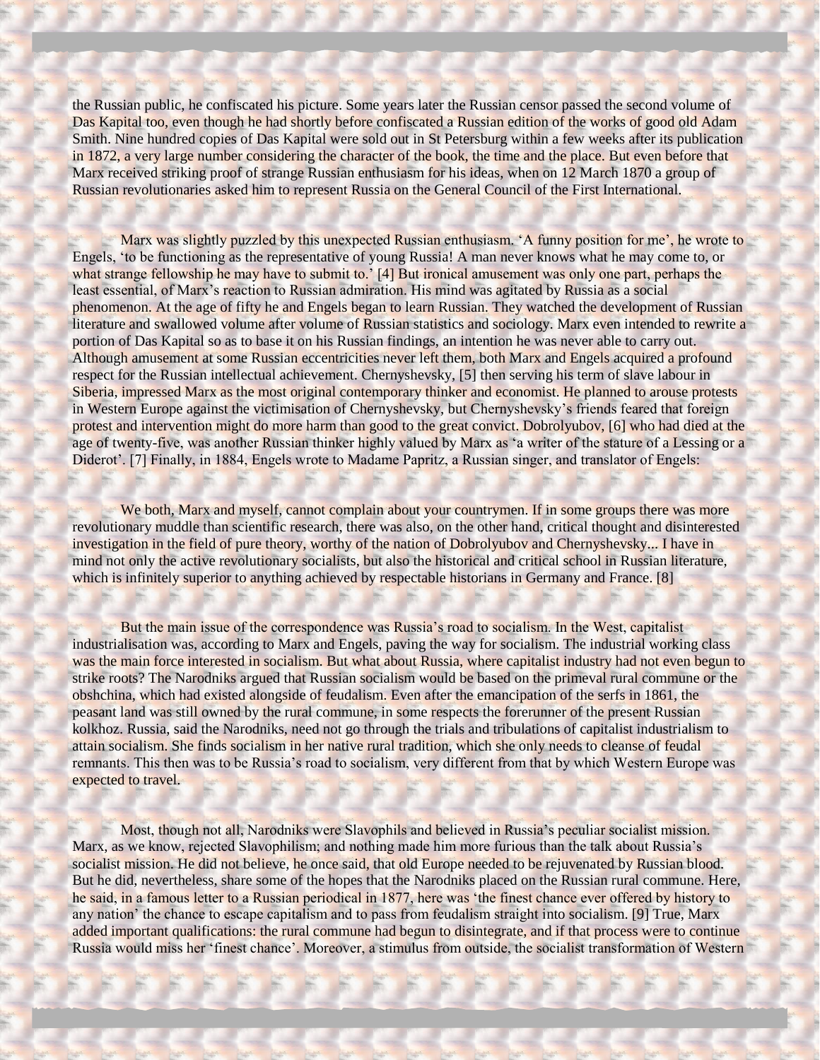the Russian public, he confiscated his picture. Some years later the Russian censor passed the second volume of Das Kapital too, even though he had shortly before confiscated a Russian edition of the works of good old Adam Smith. Nine hundred copies of Das Kapital were sold out in St Petersburg within a few weeks after its publication in 1872, a very large number considering the character of the book, the time and the place. But even before that Marx received striking proof of strange Russian enthusiasm for his ideas, when on 12 March 1870 a group of Russian revolutionaries asked him to represent Russia on the General Council of the First International.

Marx was slightly puzzled by this unexpected Russian enthusiasm. ‘A funny position for me’, he wrote to Engels, ‘to be functioning as the representative of young Russia! A man never knows what he may come to, or what strange fellowship he may have to submit to.’ [4] But ironical amusement was only one part, perhaps the least essential, of Marx’s reaction to Russian admiration. His mind was agitated by Russia as a social phenomenon. At the age of fifty he and Engels began to learn Russian. They watched the development of Russian literature and swallowed volume after volume of Russian statistics and sociology. Marx even intended to rewrite a portion of Das Kapital so as to base it on his Russian findings, an intention he was never able to carry out. Although amusement at some Russian eccentricities never left them, both Marx and Engels acquired a profound respect for the Russian intellectual achievement. Chernyshevsky, [5] then serving his term of slave labour in Siberia, impressed Marx as the most original contemporary thinker and economist. He planned to arouse protests in Western Europe against the victimisation of Chernyshevsky, but Chernyshevsky’s friends feared that foreign protest and intervention might do more harm than good to the great convict. Dobrolyubov, [6] who had died at the age of twenty-five, was another Russian thinker highly valued by Marx as ‘a writer of the stature of a Lessing or a Diderot’. [7] Finally, in 1884, Engels wrote to Madame Papritz, a Russian singer, and translator of Engels:

> We both, Marx and myself, cannot complain about your countrymen. If in some groups there was more revolutionary muddle than scientific research, there was also, on the other hand, critical thought and disinterested investigation in the field of pure theory, worthy of the nation of Dobrolyubov and Chernyshevsky... I have in mind not only the active revolutionary socialists, but also the historical and critical school in Russian literature, which is infinitely superior to anything achieved by respectable historians in Germany and France. [8]

But the main issue of the correspondence was Russia’s road to socialism. In the West, capitalist industrialisation was, according to Marx and Engels, paving the way for socialism. The industrial working class was the main force interested in socialism. But what about Russia, where capitalist industry had not even begun to strike roots? The Narodniks argued that Russian socialism would be based on the primeval rural commune or the obshchina, which had existed alongside of feudalism. Even after the emancipation of the serfs in 1861, the peasant land was still owned by the rural commune, in some respects the forerunner of the present Russian kolkhoz. Russia, said the Narodniks, need not go through the trials and tribulations of capitalist industrialism to attain socialism. She finds socialism in her native rural tradition, which she only needs to cleanse of feudal remnants. This then was to be Russia’s road to socialism, very different from that by which Western Europe was expected to travel.

Most, though not all, Narodniks were Slavophils and believed in Russia’s peculiar socialist mission. Marx, as we know, rejected Slavophilism; and nothing made him more furious than the talk about Russia’s socialist mission. He did not believe, he once said, that old Europe needed to be rejuvenated by Russian blood. But he did, nevertheless, share some of the hopes that the Narodniks placed on the Russian rural commune. Here, he said, in a famous letter to a Russian periodical in 1877, here was ‘the finest chance ever offered by history to any nation’ the chance to escape capitalism and to pass from feudalism straight into socialism. [9] True, Marx added important qualifications: the rural commune had begun to disintegrate, and if that process were to continue Russia would miss her ‘finest chance’. Moreover, a stimulus from outside, the socialist transformation of Western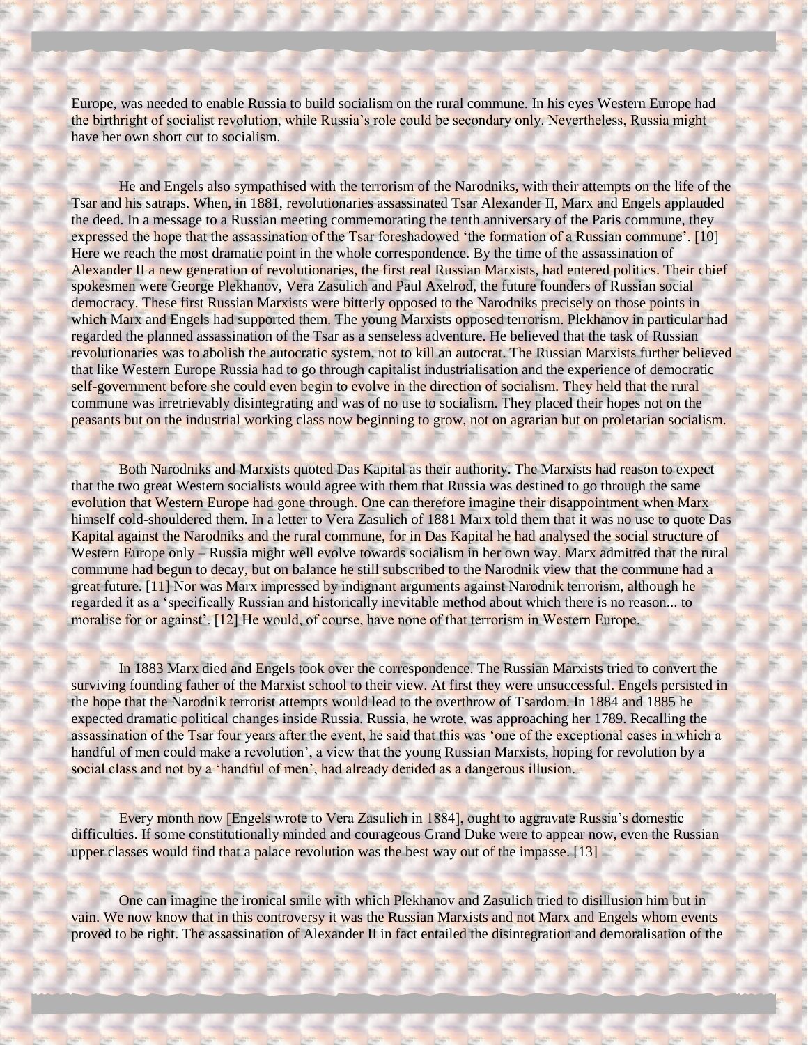Europe, was needed to enable Russia to build socialism on the rural commune. In his eyes Western Europe had the birthright of socialist revolution, while Russia's role could be secondary only. Nevertheless, Russia might have her own short cut to socialism.

He and Engels also sympathised with the terrorism of the Narodniks, with their attempts on the life of the Tsar and his satraps. When, in 1881, revolutionaries assassinated Tsar Alexander II, Marx and Engels applauded the deed. In a message to a Russian meeting commemorating the tenth anniversary of the Paris commune, they expressed the hope that the assassination of the Tsar foreshadowed 'the formation of a Russian commune'. [10] Here we reach the most dramatic point in the whole correspondence. By the time of the assassination of Alexander II a new generation of revolutionaries, the first real Russian Marxists, had entered politics. Their chief spokesmen were George Plekhanov, Vera Zasulich and Paul Axelrod, the future founders of Russian social democracy. These first Russian Marxists were bitterly opposed to the Narodniks precisely on those points in which Marx and Engels had supported them. The young Marxists opposed terrorism. Plekhanov in particular had regarded the planned assassination of the Tsar as a senseless adventure. He believed that the task of Russian revolutionaries was to abolish the autocratic system, not to kill an autocrat. The Russian Marxists further believed that like Western Europe Russia had to go through capitalist industrialisation and the experience of democratic self-government before she could even begin to evolve in the direction of socialism. They held that the rural commune was irretrievably disintegrating and was of no use to socialism. They placed their hopes not on the peasants but on the industrial working class now beginning to grow, not on agrarian but on proletarian socialism.

Both Narodniks and Marxists quoted Das Kapital as their authority. The Marxists had reason to expect that the two great Western socialists would agree with them that Russia was destined to go through the same evolution that Western Europe had gone through. One can therefore imagine their disappointment when Marx himself cold-shouldered them. In a letter to Vera Zasulich of 1881 Marx told them that it was no use to quote Das Kapital against the Narodniks and the rural commune, for in Das Kapital he had analysed the social structure of Western Europe only – Russia might well evolve towards socialism in her own way. Marx admitted that the rural commune had begun to decay, but on balance he still subscribed to the Narodnik view that the commune had a great future. [11] Nor was Marx impressed by indignant arguments against Narodnik terrorism, although he regarded it as a 'specifically Russian and historically inevitable method about which there is no reason... to moralise for or against'. [12] He would, of course, have none of that terrorism in Western Europe.

In 1883 Marx died and Engels took over the correspondence. The Russian Marxists tried to convert the surviving founding father of the Marxist school to their view. At first they were unsuccessful. Engels persisted in the hope that the Narodnik terrorist attempts would lead to the overthrow of Tsardom. In 1884 and 1885 he expected dramatic political changes inside Russia. Russia, he wrote, was approaching her 1789. Recalling the assassination of the Tsar four years after the event, he said that this was 'one of the exceptional cases in which a handful of men could make a revolution', a view that the young Russian Marxists, hoping for revolution by a social class and not by a 'handful of men', had already derided as a dangerous illusion.

Every month now [Engels wrote to Vera Zasulich in 1884], ought to aggravate Russia's domestic difficulties. If some constitutionally minded and courageous Grand Duke were to appear now, even the Russian upper classes would find that a palace revolution was the best way out of the impasse. [13]

One can imagine the ironical smile with which Plekhanov and Zasulich tried to disillusion him but in vain. We now know that in this controversy it was the Russian Marxists and not Marx and Engels whom events proved to be right. The assassination of Alexander II in fact entailed the disintegration and demoralisation of the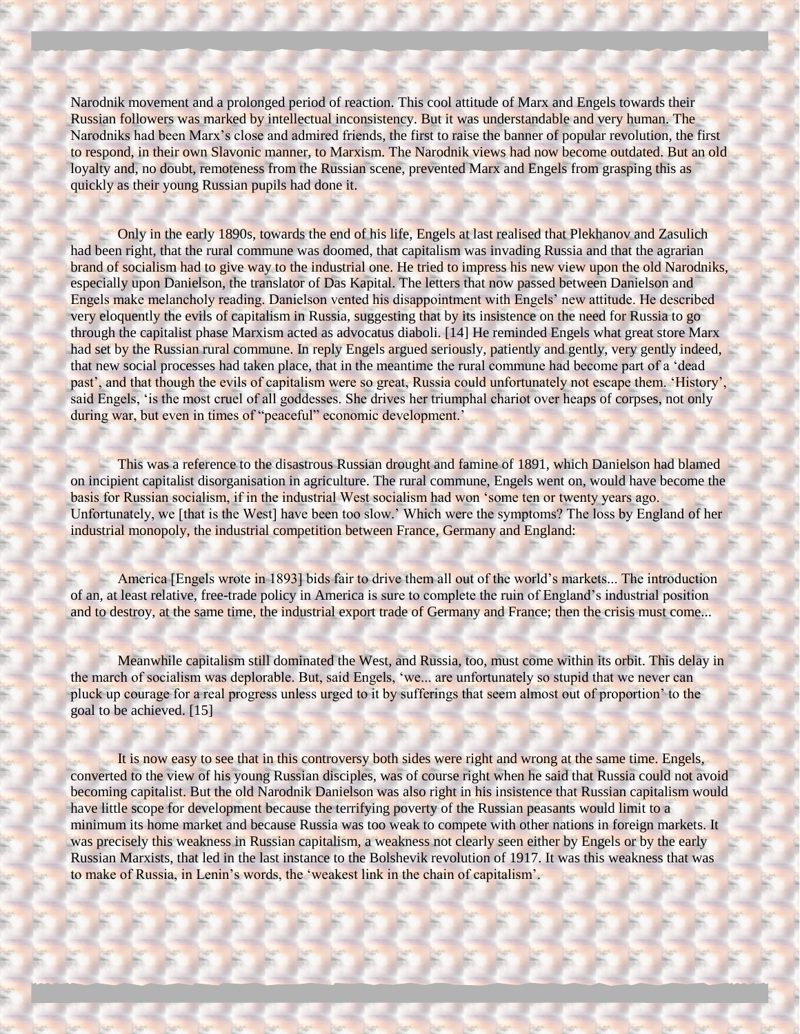Narodnik movement and a prolonged period of reaction. This cool attitude of Marx and Engels towards their Russian followers was marked by intellectual inconsistency. But it was understandable and very human. The Narodniks had been Marx's close and admired friends, the first to raise the banner of popular revolution, the first to respond, in their own Slavonic manner, to Marxism. The Narodnik views had now become outdated. But an old loyalty and, no doubt, remoteness from the Russian scene, prevented Marx and Engels from grasping this as quickly as their young Russian pupils had done it.

Only in the early 1890s, towards the end of his life, Engels at last realised that Plekhanov and Zasulich had been right, that the rural commune was doomed, that capitalism was invading Russia and that the agrarian brand of socialism had to give way to the industrial one. He tried to impress his new view upon the old Narodniks, especially upon Danielson, the translator of Das Kapital. The letters that now passed between Danielson and Engels make melancholy reading. Danielson vented his disappointment with Engels' new attitude. He described very eloquently the evils of capitalism in Russia, suggesting that by its insistence on the need for Russia to go through the capitalist phase Marxism acted as advocatus diaboli. [14] He reminded Engels what great store Marx had set by the Russian rural commune. In reply Engels argued seriously, patiently and gently, very gently indeed, that new social processes had taken place, that in the meantime the rural commune had become part of a 'dead past', and that though the evils of capitalism were so great, Russia could unfortunately not escape them. 'History', said Engels, 'is the most cruel of all goddesses. She drives her triumphal chariot over heaps of corpses, not only during war, but even in times of "peaceful" economic development.'

This was a reference to the disastrous Russian drought and famine of 1891, which Danielson had blamed on incipient capitalist disorganisation in agriculture. The rural commune, Engels went on, would have become the basis for Russian socialism, if in the industrial West socialism had won 'some ten or twenty years ago. Unfortunately, we [that is the West] have been too slow.' Which were the symptoms? The loss by England of her industrial monopoly, the industrial competition between France, Germany and England:

America [Engels wrote in 1893] bids fair to drive them all out of the world's markets... The introduction of an, at least relative, free-trade policy in America is sure to complete the ruin of England's industrial position and to destroy, at the same time, the industrial export trade of Germany and France; then the crisis must come...

Meanwhile capitalism still dominated the West, and Russia, too, must come within its orbit. This delay in the march of socialism was deplorable. But, said Engels, 'we... are unfortunately so stupid that we never can pluck up courage for a real progress unless urged to it by sufferings that seem almost out of proportion' to the goal to be achieved. [15]

It is now easy to see that in this controversy both sides were right and wrong at the same time. Engels, converted to the view of his young Russian disciples, was of course right when he said that Russia could not avoid becoming capitalist. But the old Narodnik Danielson was also right in his insistence that Russian capitalism would have little scope for development because the terrifying poverty of the Russian peasants would limit to a minimum its home market and because Russia was too weak to compete with other nations in foreign markets. It was precisely this weakness in Russian capitalism, a weakness not clearly seen either by Engels or by the early Russian Marxists, that led in the last instance to the Bolshevik revolution of 1917. It was this weakness that was to make of Russia, in Lenin's words, the 'weakest link in the chain of capitalism'.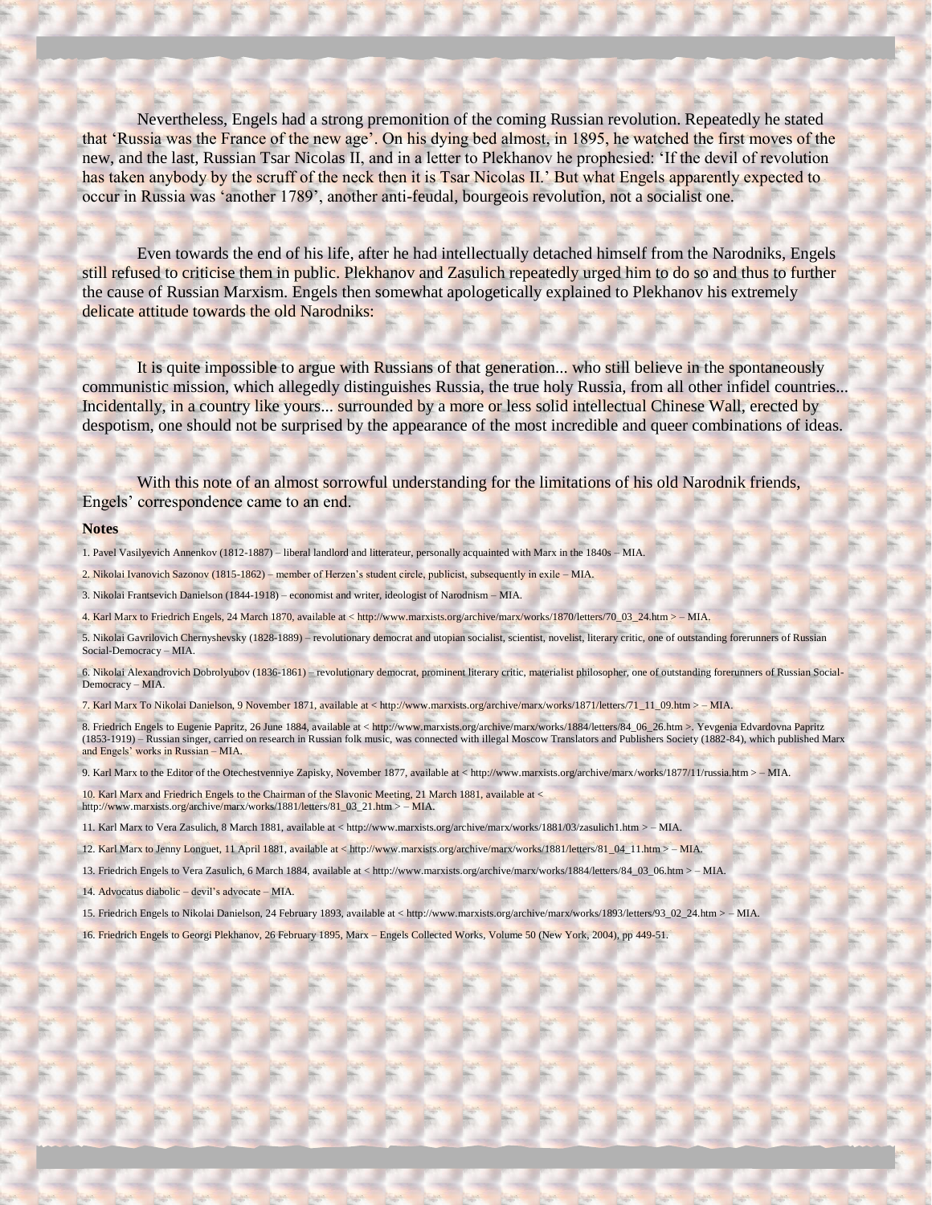Nevertheless, Engels had a strong premonition of the coming Russian revolution. Repeatedly he stated that 'Russia was the France of the new age'. On his dying bed almost, in 1895, he watched the first moves of the new, and the last, Russian Tsar Nicolas II, and in a letter to Plekhanov he prophesied: 'If the devil of revolution has taken anybody by the scruff of the neck then it is Tsar Nicolas II.' But what Engels apparently expected to occur in Russia was 'another 1789', another anti-feudal, bourgeois revolution, not a socialist one.

Even towards the end of his life, after he had intellectually detached himself from the Narodniks, Engels still refused to criticise them in public. Plekhanov and Zasulich repeatedly urged him to do so and thus to further the cause of Russian Marxism. Engels then somewhat apologetically explained to Plekhanov his extremely delicate attitude towards the old Narodniks:

> It is quite impossible to argue with Russians of that generation... who still believe in the spontaneously communistic mission, which allegedly distinguishes Russia, the true holy Russia, from all other infidel countries... Incidentally, in a country like yours... surrounded by a more or less solid intellectual Chinese Wall, erected by despotism, one should not be surprised by the appearance of the most incredible and queer combinations of ideas.

With this note of an almost sorrowful understanding for the limitations of his old Narodnik friends, Engels' correspondence came to an end.

**Notes**

1. Pavel Vasilyevich Annenkov (1812-1887) – liberal landlord and litterateur, personally acquainted with Marx in the 1840s – MIA.

2. Nikolai Ivanovich Sazonov (1815-1862) – member of Herzen's student circle, publicist, subsequently in exile – MIA.

3. Nikolai Frantsevich Danielson (1844-1918) – economist and writer, ideologist of Narodnism – MIA.

4. Karl Marx to Friedrich Engels, 24 March 1870, available at < http://www.marxists.org/archive/marx/works/1870/letters/70_03_24.htm > – MIA.

5. Nikolai Gavrilovich Chernyshevsky (1828-1889) – revolutionary democrat and utopian socialist, scientist, novelist, literary critic, one of outstanding forerunners of Russian Social-Democracy – MIA.

6. Nikolai Alexandrovich Dobrolyubov (1836-1861) – revolutionary democrat, prominent literary critic, materialist philosopher, one of outstanding forerunners of Russian Social-Democracy – MIA.

7. Karl Marx To Nikolai Danielson, 9 November 1871, available at < http://www.marxists.org/archive/marx/works/1871/letters/71_11_09.htm > – MIA.

8. Friedrich Engels to Eugenie Papritz, 26 June 1884, available at < http://www.marxists.org/archive/marx/works/1884/letters/84_06_26.htm >. Yevgenia Edvardovna Papritz (1853-1919) – Russian singer, carried on research in Russian folk music, was connected with illegal Moscow Translators and Publishers Society (1882-84), which published Marx and Engels' works in Russian – MIA.

9. Karl Marx to the Editor of the Otechestvenniye Zapisky, November 1877, available at < http://www.marxists.org/archive/marx/works/1877/11/russia.htm > – MIA.

10. Karl Marx and Friedrich Engels to the Chairman of the Slavonic Meeting, 21 March 1881, available at < http://www.marxists.org/archive/marx/works/1881/letters/81_03_21.htm > – MIA.

11. Karl Marx to Vera Zasulich, 8 March 1881, available at < http://www.marxists.org/archive/marx/works/1881/03/zasulich1.htm > – MIA.

12. Karl Marx to Jenny Longuet, 11 April 1881, available at < http://www.marxists.org/archive/marx/works/1881/letters/81_04_11.htm > – MIA.

13. Friedrich Engels to Vera Zasulich, 6 March 1884, available at < http://www.marxists.org/archive/marx/works/1884/letters/84_03_06.htm > – MIA.

14. Advocatus diabolic – devil's advocate – MIA.

15. Friedrich Engels to Nikolai Danielson, 24 February 1893, available at < http://www.marxists.org/archive/marx/works/1893/letters/93_02_24.htm > – MIA.

16. Friedrich Engels to Georgi Plekhanov, 26 February 1895, Marx – Engels Collected Works, Volume 50 (New York, 2004), pp 449-51.